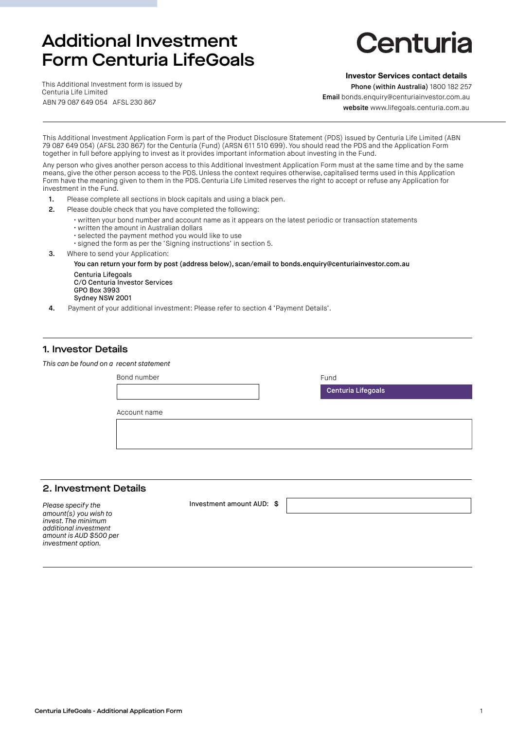# Additional Investment Form Centuria LifeGoals

**Centuria**

This Additional Investment form is issued by Centuria Life Limited
ABN 79 087 649 054 AFSL 230 867

**Investor Services contact details**
**Phone (within Australia)** 1800 182 257
**Email** bonds.enquiry@centuriainvestor.com.au
**website** www.lifegoals.centuria.com.au

This Additional Investment Application Form is part of the Product Disclosure Statement (PDS) issued by Centuria Life Limited (ABN 79 087 649 054) (AFSL 230 867) for the Centuria (Fund) (ARSN 611 510 699). You should read the PDS and the Application Form together in full before applying to invest as it provides important information about investing in the Fund.

Any person who gives another person access to this Additional Investment Application Form must at the same time and by the same means, give the other person access to the PDS. Unless the context requires otherwise, capitalised terms used in this Application Form have the meaning given to them in the PDS. Centuria Life Limited reserves the right to accept or refuse any Application for investment in the Fund.

1. Please complete all sections in block capitals and using a black pen.
2. Please double check that you have completed the following:
   - written your bond number and account name as it appears on the latest periodic or transaction statements
   - written the amount in Australian dollars
   - selected the payment method you would like to use
   - signed the form as per the 'Signing instructions' in section 5.
3. Where to send your Application:

   **You can return your form by post (address below), scan/email to bonds.enquiry@centuriainvestor.com.au**

   Centuria Lifegoals
   C/O Centuria Investor Services
   GPO Box 3993
   Sydney NSW 2001
4. Payment of your additional investment: Please refer to section 4 'Payment Details'.

## 1. Investor Details

*This can be found on a recent statement*

Bond number

Fund: Centuria Lifegoals

Account name

## 2. Investment Details

*Please specify the amount(s) you wish to invest. The minimum additional investment amount is AUD $500 per investment option.*

Investment amount AUD: $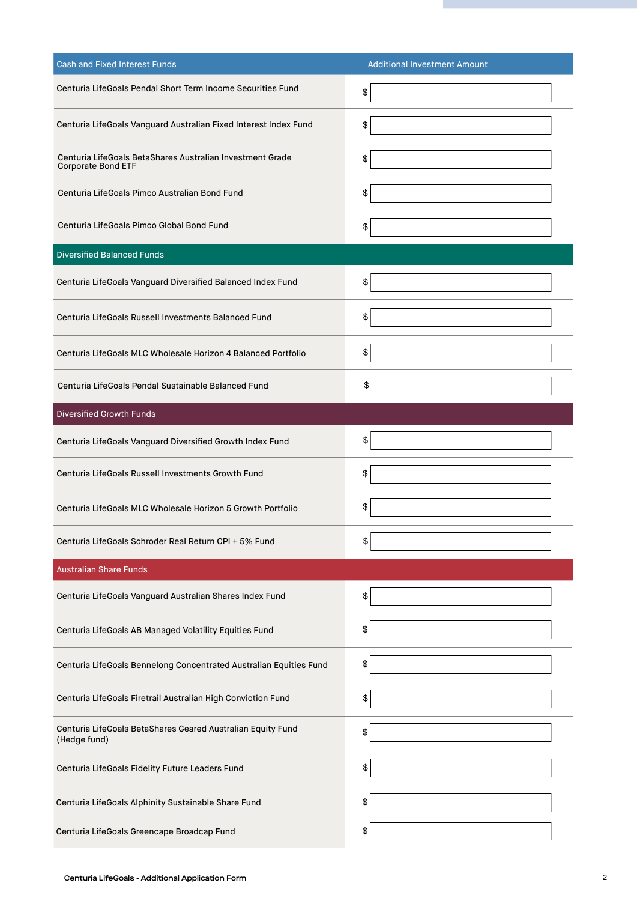| Cash and Fixed Interest Funds | Additional Investment Amount |
|---|---|
| Centuria LifeGoals Pendal Short Term Income Securities Fund | $ |
| Centuria LifeGoals Vanguard Australian Fixed Interest Index Fund | $ |
| Centuria LifeGoals BetaShares Australian Investment Grade Corporate Bond ETF | $ |
| Centuria LifeGoals Pimco Australian Bond Fund | $ |
| Centuria LifeGoals Pimco Global Bond Fund | $ |
| **Diversified Balanced Funds** | |
| Centuria LifeGoals Vanguard Diversified Balanced Index Fund | $ |
| Centuria LifeGoals Russell Investments Balanced Fund | $ |
| Centuria LifeGoals MLC Wholesale Horizon 4 Balanced Portfolio | $ |
| Centuria LifeGoals Pendal Sustainable Balanced Fund | $ |
| **Diversified Growth Funds** | |
| Centuria LifeGoals Vanguard Diversified Growth Index Fund | $ |
| Centuria LifeGoals Russell Investments Growth Fund | $ |
| Centuria LifeGoals MLC Wholesale Horizon 5 Growth Portfolio | $ |
| Centuria LifeGoals Schroder Real Return CPI + 5% Fund | $ |
| **Australian Share Funds** | |
| Centuria LifeGoals Vanguard Australian Shares Index Fund | $ |
| Centuria LifeGoals AB Managed Volatility Equities Fund | $ |
| Centuria LifeGoals Bennelong Concentrated Australian Equities Fund | $ |
| Centuria LifeGoals Firetrail Australian High Conviction Fund | $ |
| Centuria LifeGoals BetaShares Geared Australian Equity Fund (Hedge fund) | $ |
| Centuria LifeGoals Fidelity Future Leaders Fund | $ |
| Centuria LifeGoals Alphinity Sustainable Share Fund | $ |
| Centuria LifeGoals Greencape Broadcap Fund | $ |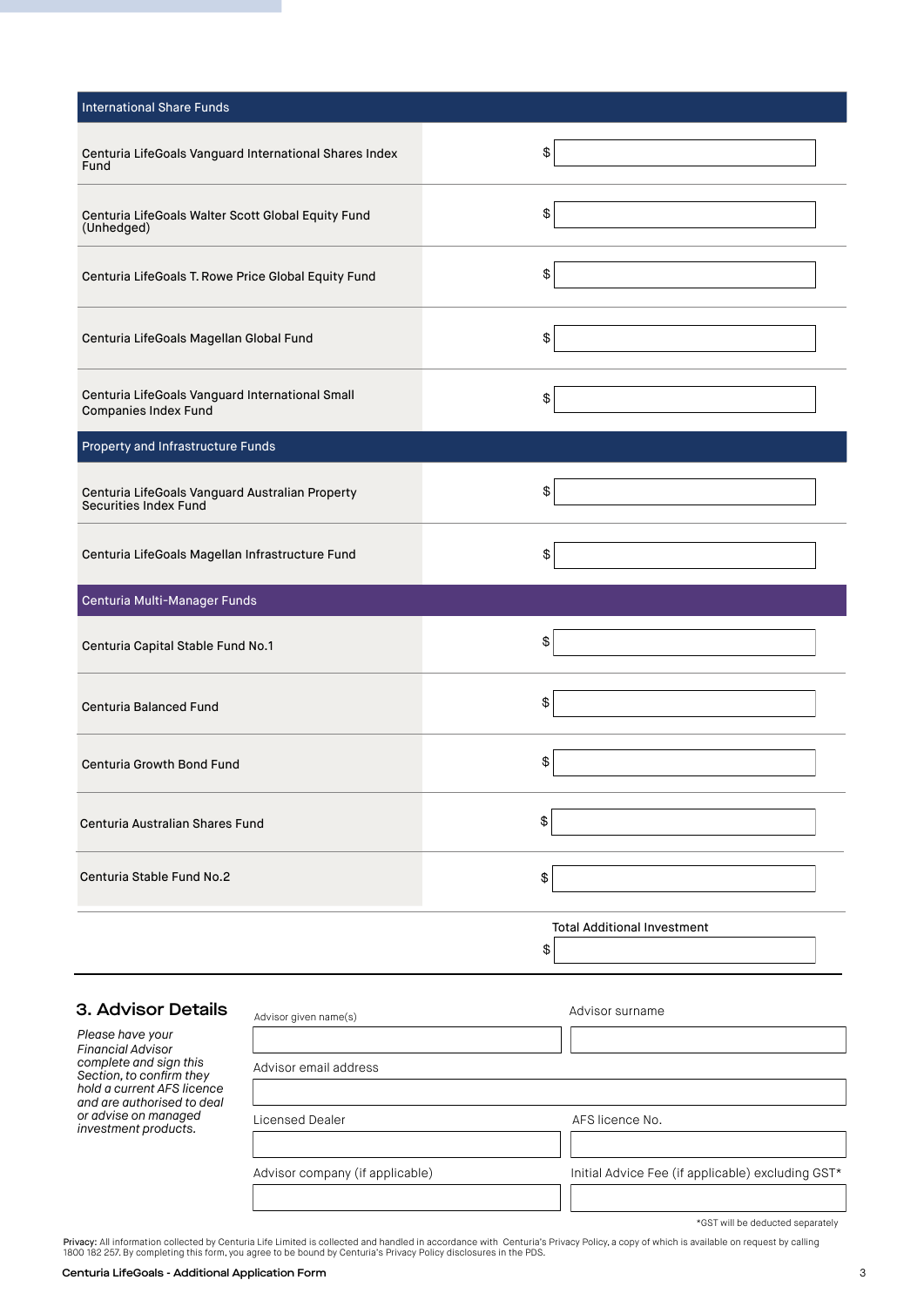| International Share Funds | |
|---|---|
| Centuria LifeGoals Vanguard International Shares Index Fund | $ |
| Centuria LifeGoals Walter Scott Global Equity Fund (Unhedged) | $ |
| Centuria LifeGoals T. Rowe Price Global Equity Fund | $ |
| Centuria LifeGoals Magellan Global Fund | $ |
| Centuria LifeGoals Vanguard International Small Companies Index Fund | $ |
| **Property and Infrastructure Funds** | |
| Centuria LifeGoals Vanguard Australian Property Securities Index Fund | $ |
| Centuria LifeGoals Magellan Infrastructure Fund | $ |
| **Centuria Multi-Manager Funds** | |
| Centuria Capital Stable Fund No.1 | $ |
| Centuria Balanced Fund | $ |
| Centuria Growth Bond Fund | $ |
| Centuria Australian Shares Fund | $ |
| Centuria Stable Fund No.2 | $ |
| | Total Additional Investment $ |

## 3. Advisor Details

*Please have your Financial Advisor complete and sign this Section, to confirm they hold a current AFS licence and are authorised to deal or advise on managed investment products.*

| Advisor given name(s) | Advisor surname |
|---|---|
| | |
| Advisor email address | |
| | |
| Licensed Dealer | AFS licence No. |
| | |
| Advisor company (if applicable) | Initial Advice Fee (if applicable) excluding GST* |
| | |

*GST will be deducted separately

**Privacy:** All information collected by Centuria Life Limited is collected and handled in accordance with Centuria's Privacy Policy, a copy of which is available on request by calling 1800 182 257. By completing this form, you agree to be bound by Centuria's Privacy Policy disclosures in the PDS.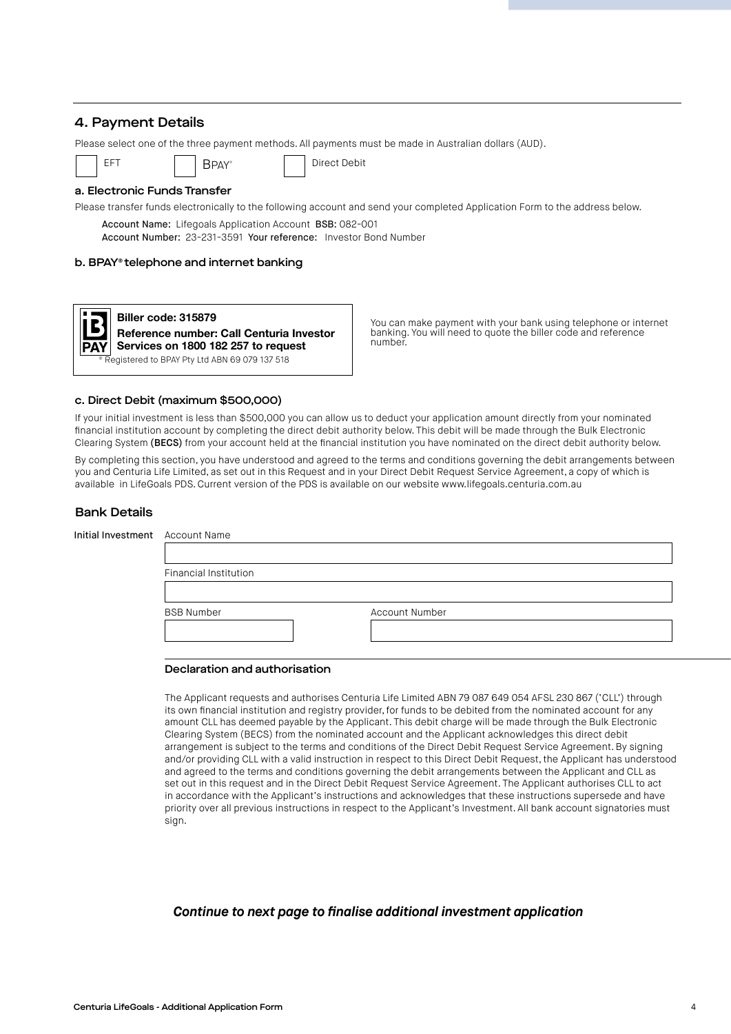## 4. Payment Details

Please select one of the three payment methods. All payments must be made in Australian dollars (AUD).

☐ EFT ☐ BPAY® ☐ Direct Debit

### a. Electronic Funds Transfer

Please transfer funds electronically to the following account and send your completed Application Form to the address below.

**Account Name:** Lifegoals Application Account **BSB:** 082-001
**Account Number:** 23-231-3591 **Your reference:** Investor Bond Number

### b. BPAY® telephone and internet banking

**Biller code: 315879**
**Reference number: Call Centuria Investor Services on 1800 182 257 to request**
® Registered to BPAY Pty Ltd ABN 69 079 137 518

You can make payment with your bank using telephone or internet banking. You will need to quote the biller code and reference number.

### c. Direct Debit (maximum $500,000)

If your initial investment is less than $500,000 you can allow us to deduct your application amount directly from your nominated financial institution account by completing the direct debit authority below. This debit will be made through the Bulk Electronic Clearing System (**BECS**) from your account held at the financial institution you have nominated on the direct debit authority below.

By completing this section, you have understood and agreed to the terms and conditions governing the debit arrangements between you and Centuria Life Limited, as set out in this Request and in your Direct Debit Request Service Agreement, a copy of which is available in LifeGoals PDS. Current version of the PDS is available on our website www.lifegoals.centuria.com.au

## Bank Details

Initial Investment

Account Name

Financial Institution

BSB Number

Account Number

### Declaration and authorisation

The Applicant requests and authorises Centuria Life Limited ABN 79 087 649 054 AFSL 230 867 ('CLL') through its own financial institution and registry provider, for funds to be debited from the nominated account for any amount CLL has deemed payable by the Applicant. This debit charge will be made through the Bulk Electronic Clearing System (BECS) from the nominated account and the Applicant acknowledges this direct debit arrangement is subject to the terms and conditions of the Direct Debit Request Service Agreement. By signing and/or providing CLL with a valid instruction in respect to this Direct Debit Request, the Applicant has understood and agreed to the terms and conditions governing the debit arrangements between the Applicant and CLL as set out in this request and in the Direct Debit Request Service Agreement. The Applicant authorises CLL to act in accordance with the Applicant's instructions and acknowledges that these instructions supersede and have priority over all previous instructions in respect to the Applicant's Investment. All bank account signatories must sign.

***Continue to next page to finalise additional investment application***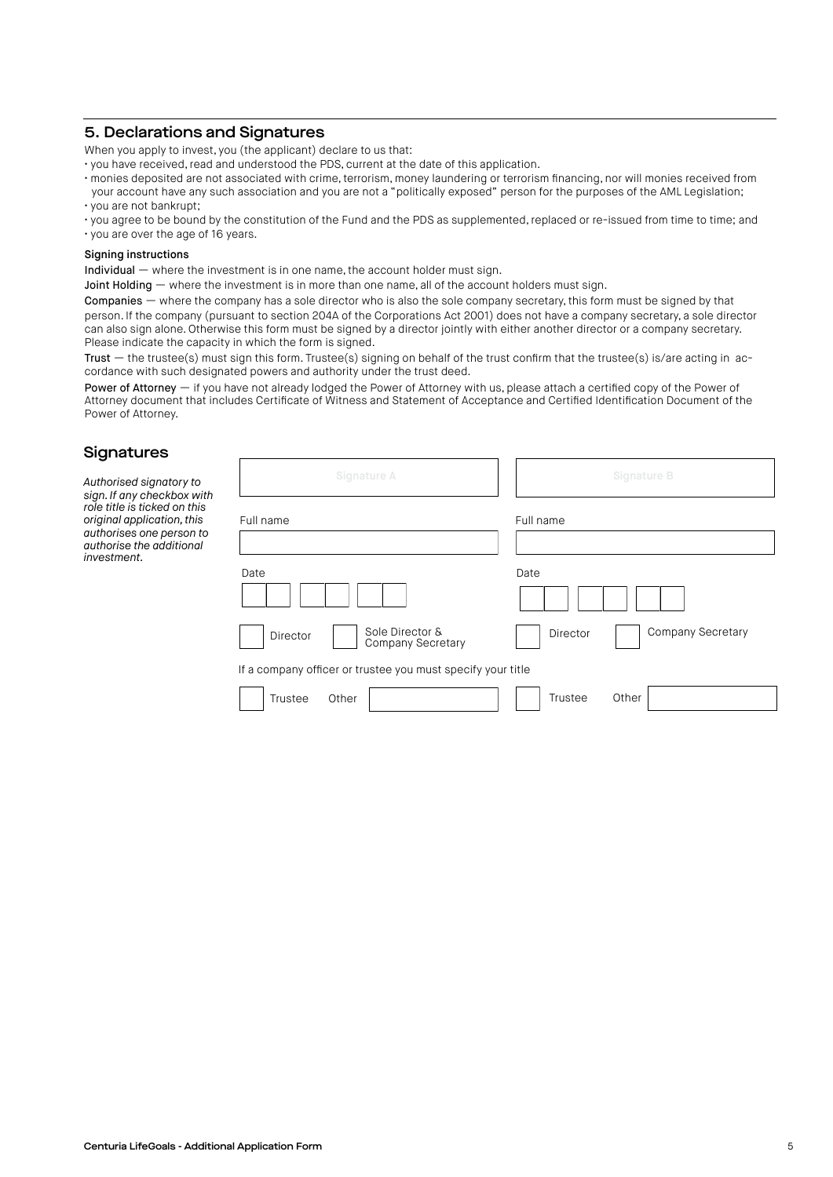## 5. Declarations and Signatures

When you apply to invest, you (the applicant) declare to us that:

- you have received, read and understood the PDS, current at the date of this application.
- monies deposited are not associated with crime, terrorism, money laundering or terrorism financing, nor will monies received from your account have any such association and you are not a "politically exposed" person for the purposes of the AML Legislation;
- you are not bankrupt;
- you agree to be bound by the constitution of the Fund and the PDS as supplemented, replaced or re-issued from time to time; and
- you are over the age of 16 years.

**Signing instructions**

**Individual** — where the investment is in one name, the account holder must sign.

**Joint Holding** — where the investment is in more than one name, all of the account holders must sign.

**Companies** — where the company has a sole director who is also the sole company secretary, this form must be signed by that person. If the company (pursuant to section 204A of the Corporations Act 2001) does not have a company secretary, a sole director can also sign alone. Otherwise this form must be signed by a director jointly with either another director or a company secretary. Please indicate the capacity in which the form is signed.

**Trust** — the trustee(s) must sign this form. Trustee(s) signing on behalf of the trust confirm that the trustee(s) is/are acting in accordance with such designated powers and authority under the trust deed.

**Power of Attorney** — if you have not already lodged the Power of Attorney with us, please attach a certified copy of the Power of Attorney document that includes Certificate of Witness and Statement of Acceptance and Certified Identification Document of the Power of Attorney.

## Signatures

*Authorised signatory to sign. If any checkbox with role title is ticked on this original application, this authorises one person to authorise the additional investment.*

| Signature A | Signature B |
| --- | --- |
| Full name | Full name |
| Date | Date |
| ☐ Director ☐ Sole Director & Company Secretary | ☐ Director ☐ Company Secretary |

If a company officer or trustee you must specify your title

| | |
| --- | --- |
| ☐ Trustee Other ________ | ☐ Trustee Other ________ |